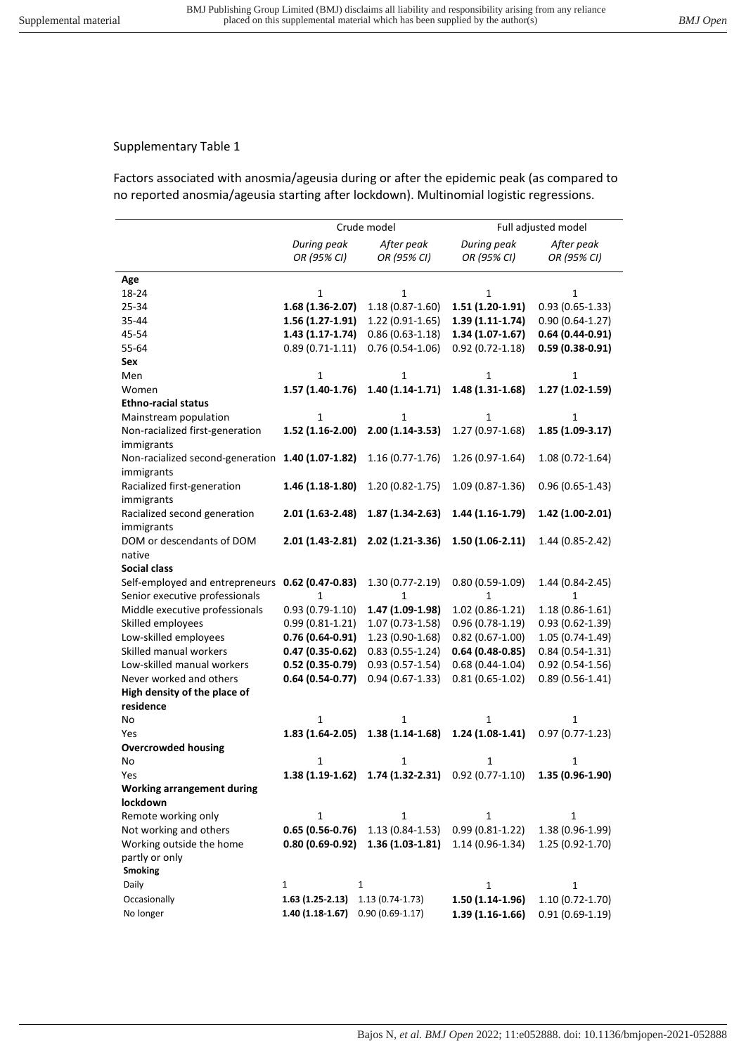Supplementary Table 1

Factors associated with anosmia/ageusia during or after the epidemic peak (as compared to no reported anosmia/ageusia starting after lockdown). Multinomial logistic regressions.

| | Crude model | | Full adjusted model | |
|---|---|---|---|---|
| | *During peak OR (95% CI)* | *After peak OR (95% CI)* | *During peak OR (95% CI)* | *After peak OR (95% CI)* |
| **Age** | | | | |
| 18-24 | 1 | 1 | 1 | 1 |
| 25-34 | **1.68 (1.36-2.07)** | 1.18 (0.87-1.60) | **1.51 (1.20-1.91)** | 0.93 (0.65-1.33) |
| 35-44 | **1.56 (1.27-1.91)** | 1.22 (0.91-1.65) | **1.39 (1.11-1.74)** | 0.90 (0.64-1.27) |
| 45-54 | **1.43 (1.17-1.74)** | 0.86 (0.63-1.18) | **1.34 (1.07-1.67)** | **0.64 (0.44-0.91)** |
| 55-64 | 0.89 (0.71-1.11) | 0.76 (0.54-1.06) | 0.92 (0.72-1.18) | **0.59 (0.38-0.91)** |
| **Sex** | | | | |
| Men | 1 | 1 | 1 | 1 |
| Women | **1.57 (1.40-1.76)** | **1.40 (1.14-1.71)** | **1.48 (1.31-1.68)** | **1.27 (1.02-1.59)** |
| **Ethno-racial status** | | | | |
| Mainstream population | 1 | 1 | 1 | 1 |
| Non-racialized first-generation immigrants | **1.52 (1.16-2.00)** | **2.00 (1.14-3.53)** | 1.27 (0.97-1.68) | **1.85 (1.09-3.17)** |
| Non-racialized second-generation immigrants | **1.40 (1.07-1.82)** | 1.16 (0.77-1.76) | 1.26 (0.97-1.64) | 1.08 (0.72-1.64) |
| Racialized first-generation immigrants | **1.46 (1.18-1.80)** | 1.20 (0.82-1.75) | 1.09 (0.87-1.36) | 0.96 (0.65-1.43) |
| Racialized second generation immigrants | **2.01 (1.63-2.48)** | **1.87 (1.34-2.63)** | **1.44 (1.16-1.79)** | **1.42 (1.00-2.01)** |
| DOM or descendants of DOM native | **2.01 (1.43-2.81)** | **2.02 (1.21-3.36)** | **1.50 (1.06-2.11)** | 1.44 (0.85-2.42) |
| **Social class** | | | | |
| Self-employed and entrepreneurs | **0.62 (0.47-0.83)** | 1.30 (0.77-2.19) | 0.80 (0.59-1.09) | 1.44 (0.84-2.45) |
| Senior executive professionals | 1 | 1 | 1 | 1 |
| Middle executive professionals | 0.93 (0.79-1.10) | **1.47 (1.09-1.98)** | 1.02 (0.86-1.21) | 1.18 (0.86-1.61) |
| Skilled employees | 0.99 (0.81-1.21) | 1.07 (0.73-1.58) | 0.96 (0.78-1.19) | 0.93 (0.62-1.39) |
| Low-skilled employees | **0.76 (0.64-0.91)** | 1.23 (0.90-1.68) | 0.82 (0.67-1.00) | 1.05 (0.74-1.49) |
| Skilled manual workers | **0.47 (0.35-0.62)** | 0.83 (0.55-1.24) | **0.64 (0.48-0.85)** | 0.84 (0.54-1.31) |
| Low-skilled manual workers | **0.52 (0.35-0.79)** | 0.93 (0.57-1.54) | 0.68 (0.44-1.04) | 0.92 (0.54-1.56) |
| Never worked and others | **0.64 (0.54-0.77)** | 0.94 (0.67-1.33) | 0.81 (0.65-1.02) | 0.89 (0.56-1.41) |
| **High density of the place of residence** | | | | |
| No | 1 | 1 | 1 | 1 |
| Yes | **1.83 (1.64-2.05)** | **1.38 (1.14-1.68)** | **1.24 (1.08-1.41)** | 0.97 (0.77-1.23) |
| **Overcrowded housing** | | | | |
| No | 1 | 1 | 1 | 1 |
| Yes | **1.38 (1.19-1.62)** | **1.74 (1.32-2.31)** | 0.92 (0.77-1.10) | **1.35 (0.96-1.90)** |
| **Working arrangement during lockdown** | | | | |
| Remote working only | 1 | 1 | 1 | 1 |
| Not working and others | **0.65 (0.56-0.76)** | 1.13 (0.84-1.53) | 0.99 (0.81-1.22) | 1.38 (0.96-1.99) |
| Working outside the home partly or only | **0.80 (0.69-0.92)** | **1.36 (1.03-1.81)** | 1.14 (0.96-1.34) | 1.25 (0.92-1.70) |
| **Smoking** | | | | |
| Daily | 1 | 1 | 1 | 1 |
| Occasionally | **1.63 (1.25-2.13)** | 1.13 (0.74-1.73) | **1.50 (1.14-1.96)** | 1.10 (0.72-1.70) |
| No longer | **1.40 (1.18-1.67)** | 0.90 (0.69-1.17) | **1.39 (1.16-1.66)** | 0.91 (0.69-1.19) |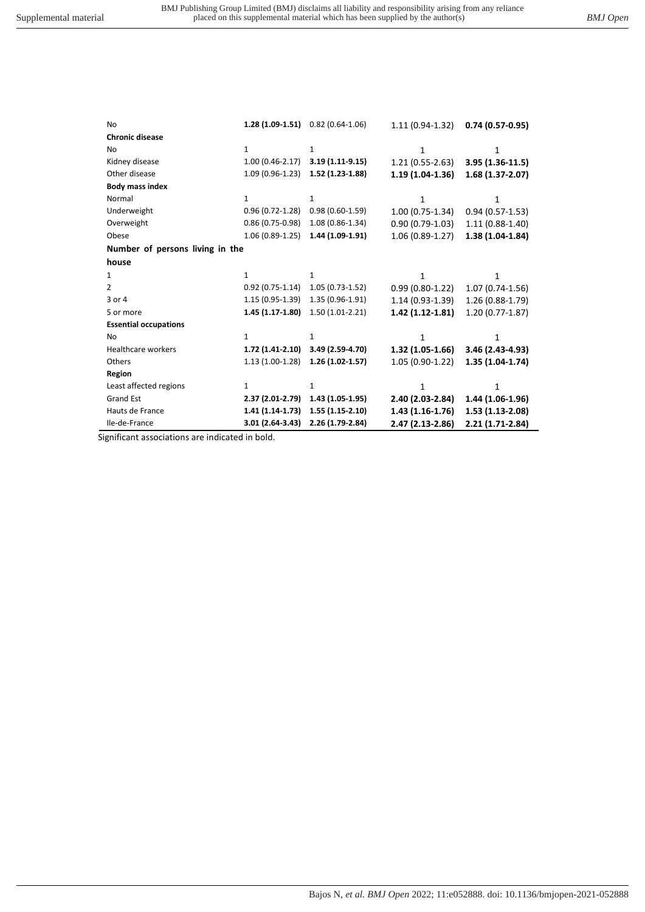| | | | | |
|---|---|---|---|---|
| No | **1.28 (1.09-1.51)** | 0.82 (0.64-1.06) | 1.11 (0.94-1.32) | **0.74 (0.57-0.95)** |
| **Chronic disease** | | | | |
| No | 1 | 1 | 1 | 1 |
| Kidney disease | 1.00 (0.46-2.17) | **3.19 (1.11-9.15)** | 1.21 (0.55-2.63) | **3.95 (1.36-11.5)** |
| Other disease | 1.09 (0.96-1.23) | **1.52 (1.23-1.88)** | **1.19 (1.04-1.36)** | **1.68 (1.37-2.07)** |
| **Body mass index** | | | | |
| Normal | 1 | 1 | 1 | 1 |
| Underweight | 0.96 (0.72-1.28) | 0.98 (0.60-1.59) | 1.00 (0.75-1.34) | 0.94 (0.57-1.53) |
| Overweight | 0.86 (0.75-0.98) | 1.08 (0.86-1.34) | 0.90 (0.79-1.03) | 1.11 (0.88-1.40) |
| Obese | 1.06 (0.89-1.25) | **1.44 (1.09-1.91)** | 1.06 (0.89-1.27) | **1.38 (1.04-1.84)** |
| **Number of persons living in the house** | | | | |
| 1 | 1 | 1 | 1 | 1 |
| 2 | 0.92 (0.75-1.14) | 1.05 (0.73-1.52) | 0.99 (0.80-1.22) | 1.07 (0.74-1.56) |
| 3 or 4 | 1.15 (0.95-1.39) | 1.35 (0.96-1.91) | 1.14 (0.93-1.39) | 1.26 (0.88-1.79) |
| 5 or more | **1.45 (1.17-1.80)** | 1.50 (1.01-2.21) | **1.42 (1.12-1.81)** | 1.20 (0.77-1.87) |
| **Essential occupations** | | | | |
| No | 1 | 1 | 1 | 1 |
| Healthcare workers | **1.72 (1.41-2.10)** | **3.49 (2.59-4.70)** | **1.32 (1.05-1.66)** | **3.46 (2.43-4.93)** |
| Others | 1.13 (1.00-1.28) | **1.26 (1.02-1.57)** | 1.05 (0.90-1.22) | **1.35 (1.04-1.74)** |
| **Region** | | | | |
| Least affected regions | 1 | 1 | 1 | 1 |
| Grand Est | **2.37 (2.01-2.79)** | **1.43 (1.05-1.95)** | **2.40 (2.03-2.84)** | **1.44 (1.06-1.96)** |
| Hauts de France | **1.41 (1.14-1.73)** | **1.55 (1.15-2.10)** | **1.43 (1.16-1.76)** | **1.53 (1.13-2.08)** |
| Ile-de-France | **3.01 (2.64-3.43)** | **2.26 (1.79-2.84)** | **2.47 (2.13-2.86)** | **2.21 (1.71-2.84)** |

Significant associations are indicated in bold.